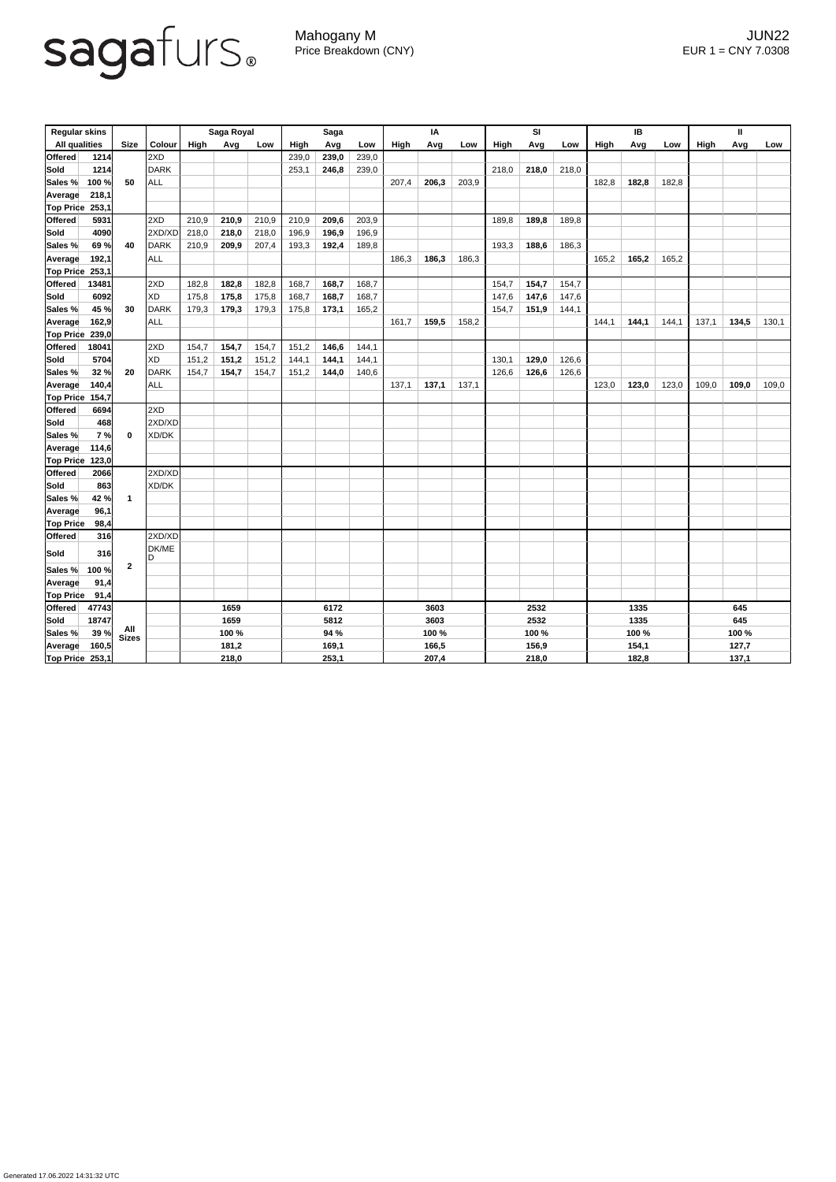sagafurs®

Mahogany M
Price Breakdown (CNY)

JUN22
EUR 1 = CNY 7.0308

| Regular skins | | | | Saga Royal | | | Saga | | | IA | | | SI | | | IB | | | II | | |
|---|---|---|---|---|---|---|---|---|---|---|---|---|---|---|---|---|---|---|---|---|---|
| All qualities | | Size | Colour | High | Avg | Low | High | Avg | Low | High | Avg | Low | High | Avg | Low | High | Avg | Low | High | Avg | Low |
| Offered | 1214 | 50 | 2XD | | | | 239,0 | **239,0** | 239,0 | | | | | | | | | | | | |
| Sold | 1214 | | DARK | | | | 253,1 | **246,8** | 239,0 | | | | 218,0 | **218,0** | 218,0 | | | | | | |
| Sales % | 100 % | | ALL | | | | | | | 207,4 | **206,3** | 203,9 | | | | 182,8 | **182,8** | 182,8 | | | |
| Average | 218,1 | | | | | | | | | | | | | | | | | | | | |
| Top Price | 253,1 | | | | | | | | | | | | | | | | | | | | |
| Offered | 5931 | 40 | 2XD | 210,9 | **210,9** | 210,9 | 210,9 | **209,6** | 203,9 | | | | 189,8 | **189,8** | 189,8 | | | | | | |
| Sold | 4090 | | 2XD/XD | 218,0 | **218,0** | 218,0 | 196,9 | **196,9** | 196,9 | | | | | | | | | | | | |
| Sales % | 69 % | | DARK | 210,9 | **209,9** | 207,4 | 193,3 | **192,4** | 189,8 | | | | 193,3 | **188,6** | 186,3 | | | | | | |
| Average | 192,1 | | ALL | | | | | | | 186,3 | **186,3** | 186,3 | | | | 165,2 | **165,2** | 165,2 | | | |
| Top Price | 253,1 | | | | | | | | | | | | | | | | | | | | |
| Offered | 13481 | 30 | 2XD | 182,8 | **182,8** | 182,8 | 168,7 | **168,7** | 168,7 | | | | 154,7 | **154,7** | 154,7 | | | | | | |
| Sold | 6092 | | XD | 175,8 | **175,8** | 175,8 | 168,7 | **168,7** | 168,7 | | | | 147,6 | **147,6** | 147,6 | | | | | | |
| Sales % | 45 % | | DARK | 179,3 | **179,3** | 179,3 | 175,8 | **173,1** | 165,2 | | | | 154,7 | **151,9** | 144,1 | | | | | | |
| Average | 162,9 | | ALL | | | | | | | 161,7 | **159,5** | 158,2 | | | | 144,1 | **144,1** | 144,1 | 137,1 | **134,5** | 130,1 |
| Top Price | 239,0 | | | | | | | | | | | | | | | | | | | | |
| Offered | 18041 | 20 | 2XD | 154,7 | **154,7** | 154,7 | 151,2 | **146,6** | 144,1 | | | | | | | | | | | | |
| Sold | 5704 | | XD | 151,2 | **151,2** | 151,2 | 144,1 | **144,1** | 144,1 | | | | 130,1 | **129,0** | 126,6 | | | | | | |
| Sales % | 32 % | | DARK | 154,7 | **154,7** | 154,7 | 151,2 | **144,0** | 140,6 | | | | 126,6 | **126,6** | 126,6 | | | | | | |
| Average | 140,4 | | ALL | | | | | | | 137,1 | **137,1** | 137,1 | | | | 123,0 | **123,0** | 123,0 | 109,0 | **109,0** | 109,0 |
| Top Price | 154,7 | | | | | | | | | | | | | | | | | | | | |
| Offered | 6694 | 0 | 2XD | | | | | | | | | | | | | | | | | | |
| Sold | 468 | | 2XD/XD | | | | | | | | | | | | | | | | | | |
| Sales % | 7 % | | XD/DK | | | | | | | | | | | | | | | | | | |
| Average | 114,6 | | | | | | | | | | | | | | | | | | | | |
| Top Price | 123,0 | | | | | | | | | | | | | | | | | | | | |
| Offered | 2066 | 1 | 2XD/XD | | | | | | | | | | | | | | | | | | |
| Sold | 863 | | XD/DK | | | | | | | | | | | | | | | | | | |
| Sales % | 42 % | | | | | | | | | | | | | | | | | | | | |
| Average | 96,1 | | | | | | | | | | | | | | | | | | | | |
| Top Price | 98,4 | | | | | | | | | | | | | | | | | | | | |
| Offered | 316 | 2 | 2XD/XD | | | | | | | | | | | | | | | | | | |
| Sold | 316 | | DK/MED | | | | | | | | | | | | | | | | | | |
| Sales % | 100 % | | | | | | | | | | | | | | | | | | | | |
| Average | 91,4 | | | | | | | | | | | | | | | | | | | | |
| Top Price | 91,4 | | | | | | | | | | | | | | | | | | | | |
| Offered | 47743 | All Sizes | | | 1659 | | | 6172 | | | 3603 | | | 2532 | | | 1335 | | | 645 | |
| Sold | 18747 | | | | 1659 | | | 5812 | | | 3603 | | | 2532 | | | 1335 | | | 645 | |
| Sales % | 39 % | | | | 100 % | | | 94 % | | | 100 % | | | 100 % | | | 100 % | | | 100 % | |
| Average | 160,5 | | | | 181,2 | | | 169,1 | | | 166,5 | | | 156,9 | | | 154,1 | | | 127,7 | |
| Top Price | 253,1 | | | | 218,0 | | | 253,1 | | | 207,4 | | | 218,0 | | | 182,8 | | | 137,1 | |

Generated 17.06.2022 14:31:32 UTC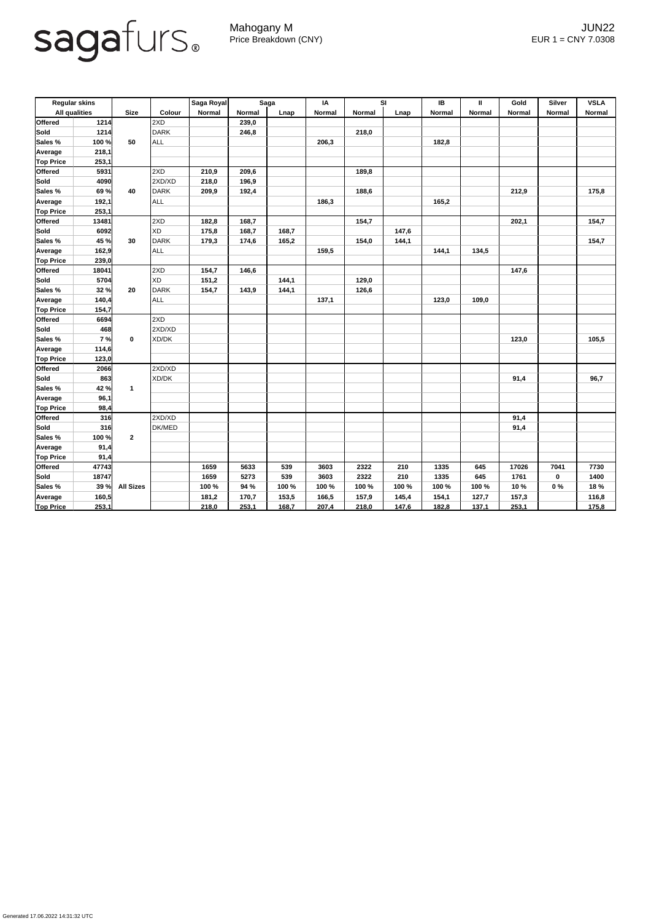sagafurs®

Mahogany M
Price Breakdown (CNY)

JUN22
EUR 1 = CNY 7.0308

| Regular skins | | Size | Colour | Saga Royal | Saga | | IA | SI | | IB | II | Gold | Silver | VSLA |
|---|---|---|---|---|---|---|---|---|---|---|---|---|---|---|
| All qualities | | | | Normal | Normal | Lnap | Normal | Normal | Lnap | Normal | Normal | Normal | Normal | Normal |
| Offered | 1214 | 50 | 2XD | | 239,0 | | | | | | | | | |
| Sold | 1214 | | DARK | | 246,8 | | | 218,0 | | | | | | |
| Sales % | 100 % | | ALL | | | | 206,3 | | | 182,8 | | | | |
| Average | 218,1 | | | | | | | | | | | | | |
| Top Price | 253,1 | | | | | | | | | | | | | |
| Offered | 5931 | 40 | 2XD | 210,9 | 209,6 | | | 189,8 | | | | | | |
| Sold | 4090 | | 2XD/XD | 218,0 | 196,9 | | | | | | | | | |
| Sales % | 69 % | | DARK | 209,9 | 192,4 | | | 188,6 | | | | 212,9 | | 175,8 |
| Average | 192,1 | | ALL | | | | 186,3 | | | 165,2 | | | | |
| Top Price | 253,1 | | | | | | | | | | | | | |
| Offered | 13481 | 30 | 2XD | 182,8 | 168,7 | | | 154,7 | | | | 202,1 | | 154,7 |
| Sold | 6092 | | XD | 175,8 | 168,7 | 168,7 | | | 147,6 | | | | | |
| Sales % | 45 % | | DARK | 179,3 | 174,6 | 165,2 | | 154,0 | 144,1 | | | | | 154,7 |
| Average | 162,9 | | ALL | | | | 159,5 | | | 144,1 | 134,5 | | | |
| Top Price | 239,0 | | | | | | | | | | | | | |
| Offered | 18041 | 20 | 2XD | 154,7 | 146,6 | | | | | | | 147,6 | | |
| Sold | 5704 | | XD | 151,2 | | 144,1 | | 129,0 | | | | | | |
| Sales % | 32 % | | DARK | 154,7 | 143,9 | 144,1 | | 126,6 | | | | | | |
| Average | 140,4 | | ALL | | | | 137,1 | | | 123,0 | 109,0 | | | |
| Top Price | 154,7 | | | | | | | | | | | | | |
| Offered | 6694 | 0 | 2XD | | | | | | | | | | | |
| Sold | 468 | | 2XD/XD | | | | | | | | | | | |
| Sales % | 7 % | | XD/DK | | | | | | | | | 123,0 | | 105,5 |
| Average | 114,6 | | | | | | | | | | | | | |
| Top Price | 123,0 | | | | | | | | | | | | | |
| Offered | 2066 | 1 | 2XD/XD | | | | | | | | | | | |
| Sold | 863 | | XD/DK | | | | | | | | | 91,4 | | 96,7 |
| Sales % | 42 % | | | | | | | | | | | | | |
| Average | 96,1 | | | | | | | | | | | | | |
| Top Price | 98,4 | | | | | | | | | | | | | |
| Offered | 316 | 2 | 2XD/XD | | | | | | | | | 91,4 | | |
| Sold | 316 | | DK/MED | | | | | | | | | 91,4 | | |
| Sales % | 100 % | | | | | | | | | | | | | |
| Average | 91,4 | | | | | | | | | | | | | |
| Top Price | 91,4 | | | | | | | | | | | | | |
| Offered | 47743 | All Sizes | | 1659 | 5633 | 539 | 3603 | 2322 | 210 | 1335 | 645 | 17026 | 7041 | 7730 |
| Sold | 18747 | | | 1659 | 5273 | 539 | 3603 | 2322 | 210 | 1335 | 645 | 1761 | 0 | 1400 |
| Sales % | 39 % | | | 100 % | 94 % | 100 % | 100 % | 100 % | 100 % | 100 % | 100 % | 10 % | 0 % | 18 % |
| Average | 160,5 | | | 181,2 | 170,7 | 153,5 | 166,5 | 157,9 | 145,4 | 154,1 | 127,7 | 157,3 | | 116,8 |
| Top Price | 253,1 | | | 218,0 | 253,1 | 168,7 | 207,4 | 218,0 | 147,6 | 182,8 | 137,1 | 253,1 | | 175,8 |

Generated 17.06.2022 14:31:32 UTC